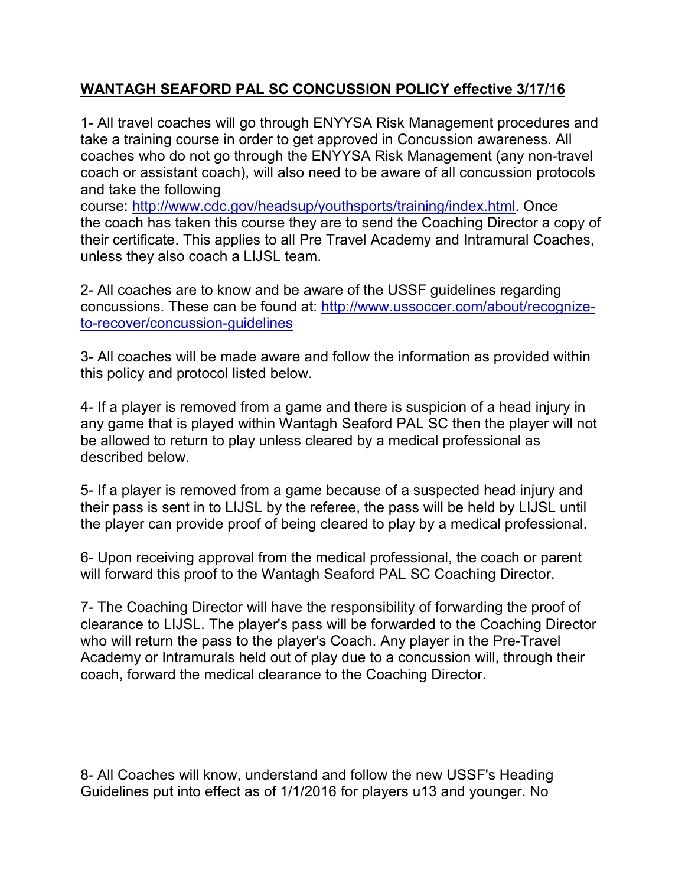**WANTAGH SEAFORD PAL SC CONCUSSION POLICY effective 3/17/16**

1- All travel coaches will go through ENYYSA Risk Management procedures and take a training course in order to get approved in Concussion awareness. All coaches who do not go through the ENYYSA Risk Management (any non-travel coach or assistant coach), will also need to be aware of all concussion protocols and take the following course: http://www.cdc.gov/headsup/youthsports/training/index.html. Once the coach has taken this course they are to send the Coaching Director a copy of their certificate. This applies to all Pre Travel Academy and Intramural Coaches, unless they also coach a LIJSL team.

2- All coaches are to know and be aware of the USSF guidelines regarding concussions. These can be found at: http://www.ussoccer.com/about/recognize-to-recover/concussion-guidelines

3- All coaches will be made aware and follow the information as provided within this policy and protocol listed below.

4- If a player is removed from a game and there is suspicion of a head injury in any game that is played within Wantagh Seaford PAL SC then the player will not be allowed to return to play unless cleared by a medical professional as described below.

5- If a player is removed from a game because of a suspected head injury and their pass is sent in to LIJSL by the referee, the pass will be held by LIJSL until the player can provide proof of being cleared to play by a medical professional.

6- Upon receiving approval from the medical professional, the coach or parent will forward this proof to the Wantagh Seaford PAL SC Coaching Director.

7- The Coaching Director will have the responsibility of forwarding the proof of clearance to LIJSL. The player's pass will be forwarded to the Coaching Director who will return the pass to the player's Coach. Any player in the Pre-Travel Academy or Intramurals held out of play due to a concussion will, through their coach, forward the medical clearance to the Coaching Director.

8- All Coaches will know, understand and follow the new USSF's Heading Guidelines put into effect as of 1/1/2016 for players u13 and younger. No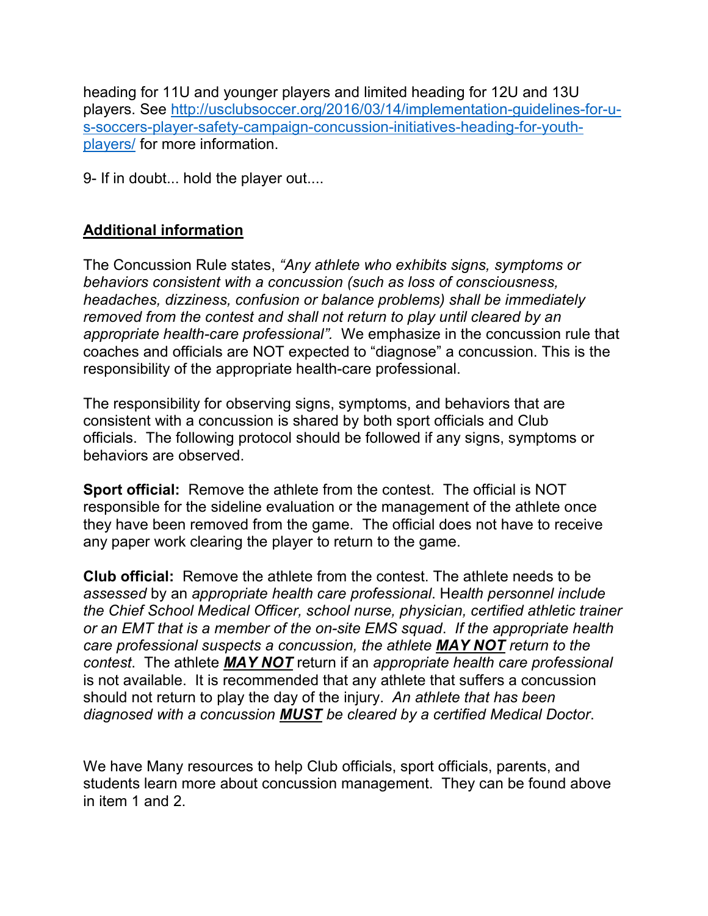heading for 11U and younger players and limited heading for 12U and 13U players. See [http://usclubsoccer.org/2016/03/14/implementation-guidelines-for-u-s-soccers-player-safety-campaign-concussion-initiatives-heading-for-youth-players/](http://usclubsoccer.org/2016/03/14/implementation-guidelines-for-u-s-soccers-player-safety-campaign-concussion-initiatives-heading-for-youth-players/) for more information.

9- If in doubt... hold the player out....

## **Additional information**

The Concussion Rule states, *"Any athlete who exhibits signs, symptoms or behaviors consistent with a concussion (such as loss of consciousness, headaches, dizziness, confusion or balance problems) shall be immediately removed from the contest and shall not return to play until cleared by an appropriate health-care professional".* We emphasize in the concussion rule that coaches and officials are NOT expected to "diagnose" a concussion. This is the responsibility of the appropriate health-care professional.

The responsibility for observing signs, symptoms, and behaviors that are consistent with a concussion is shared by both sport officials and Club officials. The following protocol should be followed if any signs, symptoms or behaviors are observed.

**Sport official:** Remove the athlete from the contest. The official is NOT responsible for the sideline evaluation or the management of the athlete once they have been removed from the game. The official does not have to receive any paper work clearing the player to return to the game.

**Club official:** Remove the athlete from the contest. The athlete needs to be *assessed* by an *appropriate health care professional*. H*ealth personnel include the Chief School Medical Officer, school nurse, physician, certified athletic trainer or an EMT that is a member of the on-site EMS squad*. *If the appropriate health care professional suspects a concussion, the athlete **MAY NOT** return to the contest*. The athlete ***MAY NOT*** return if an *appropriate health care professional* is not available. It is recommended that any athlete that suffers a concussion should not return to play the day of the injury. *An athlete that has been diagnosed with a concussion **MUST** be cleared by a certified Medical Doctor*.

We have Many resources to help Club officials, sport officials, parents, and students learn more about concussion management. They can be found above in item 1 and 2.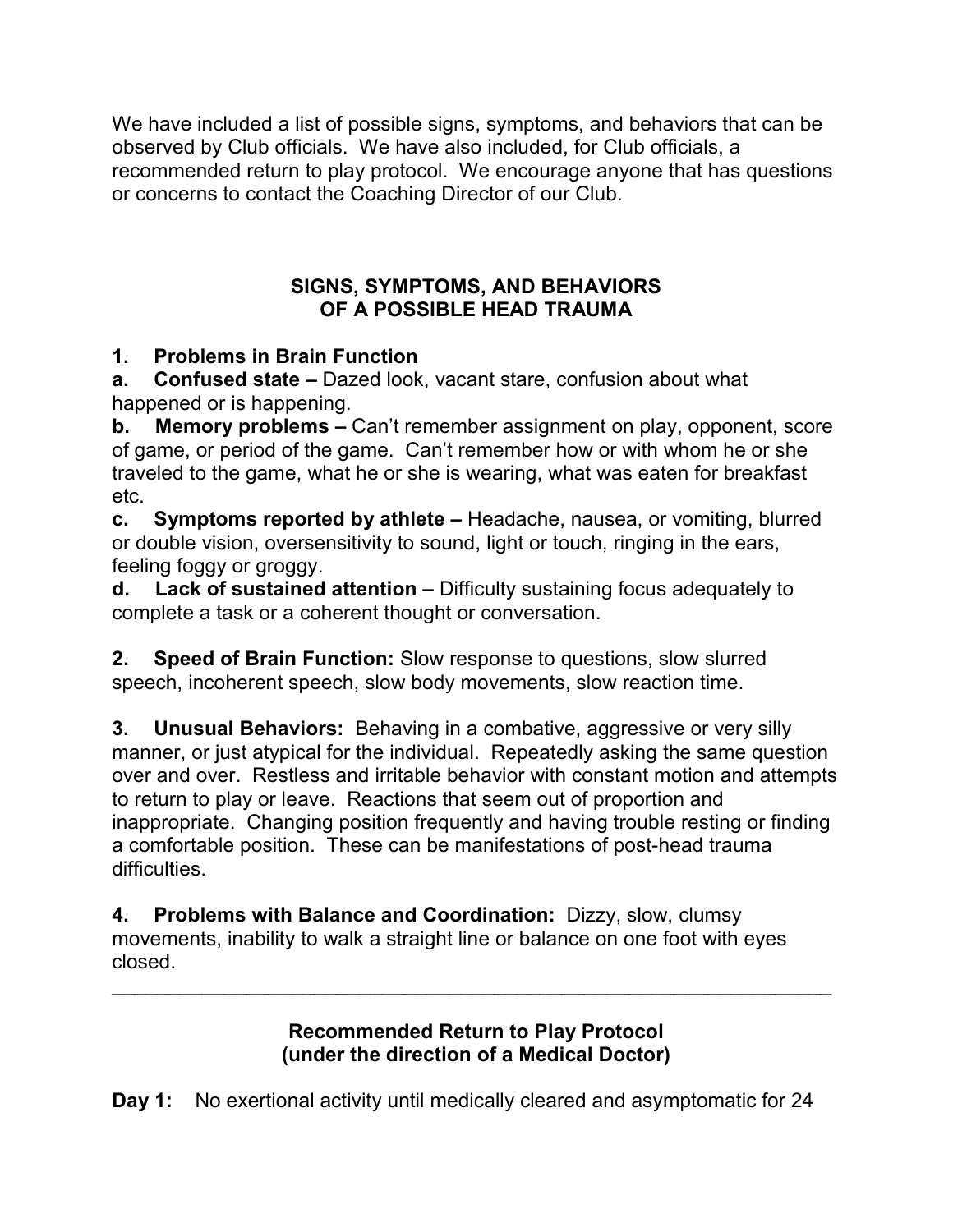We have included a list of possible signs, symptoms, and behaviors that can be observed by Club officials. We have also included, for Club officials, a recommended return to play protocol. We encourage anyone that has questions or concerns to contact the Coaching Director of our Club.

## SIGNS, SYMPTOMS, AND BEHAVIORS OF A POSSIBLE HEAD TRAUMA

**1. Problems in Brain Function**

**a. Confused state –** Dazed look, vacant stare, confusion about what happened or is happening.

**b. Memory problems –** Can't remember assignment on play, opponent, score of game, or period of the game. Can't remember how or with whom he or she traveled to the game, what he or she is wearing, what was eaten for breakfast etc.

**c. Symptoms reported by athlete –** Headache, nausea, or vomiting, blurred or double vision, oversensitivity to sound, light or touch, ringing in the ears, feeling foggy or groggy.

**d. Lack of sustained attention –** Difficulty sustaining focus adequately to complete a task or a coherent thought or conversation.

**2. Speed of Brain Function:** Slow response to questions, slow slurred speech, incoherent speech, slow body movements, slow reaction time.

**3. Unusual Behaviors:** Behaving in a combative, aggressive or very silly manner, or just atypical for the individual. Repeatedly asking the same question over and over. Restless and irritable behavior with constant motion and attempts to return to play or leave. Reactions that seem out of proportion and inappropriate. Changing position frequently and having trouble resting or finding a comfortable position. These can be manifestations of post-head trauma difficulties.

**4. Problems with Balance and Coordination:** Dizzy, slow, clumsy movements, inability to walk a straight line or balance on one foot with eyes closed.

---

## Recommended Return to Play Protocol (under the direction of a Medical Doctor)

**Day 1:** No exertional activity until medically cleared and asymptomatic for 24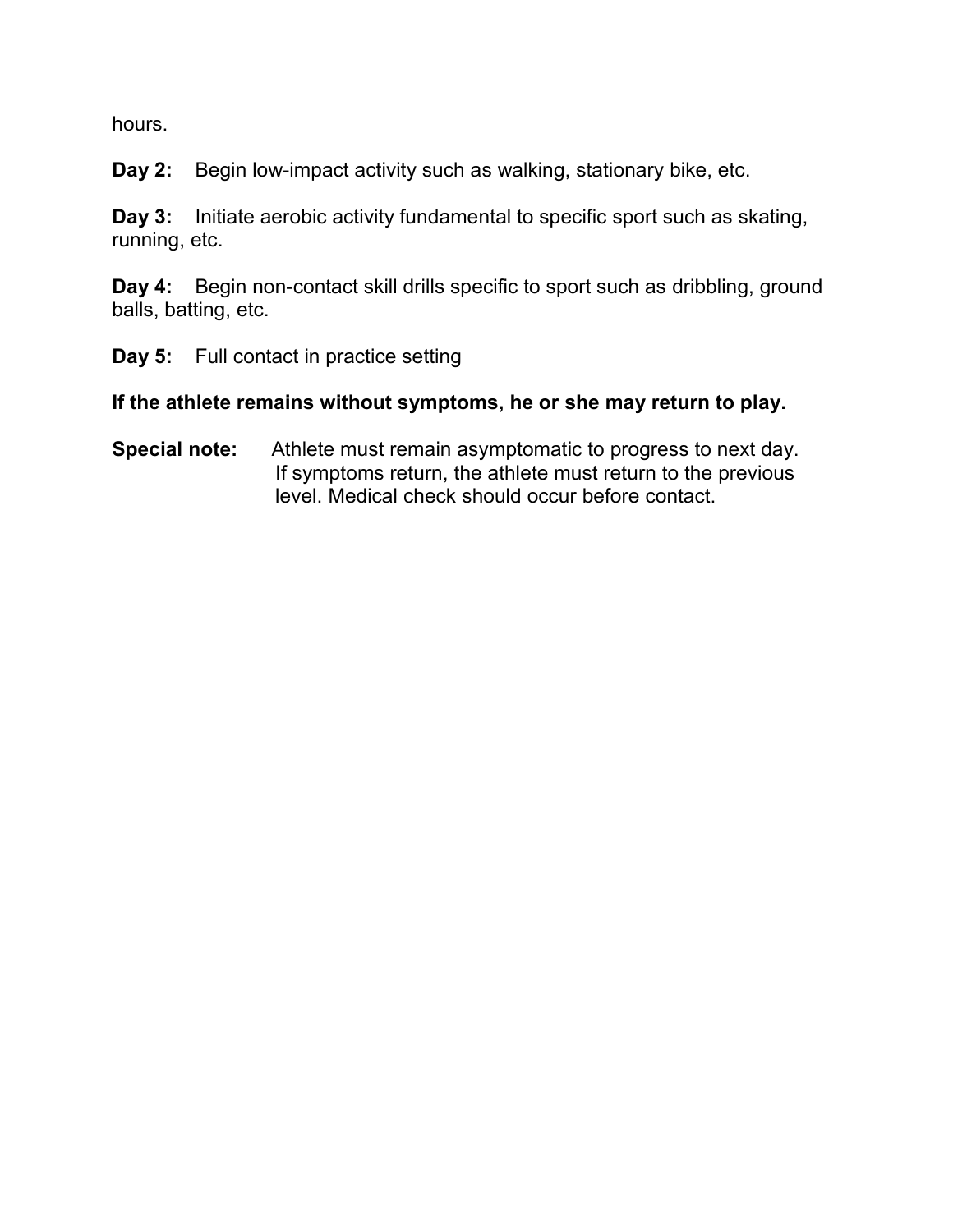hours.

**Day 2:** Begin low-impact activity such as walking, stationary bike, etc.

**Day 3:** Initiate aerobic activity fundamental to specific sport such as skating, running, etc.

**Day 4:** Begin non-contact skill drills specific to sport such as dribbling, ground balls, batting, etc.

**Day 5:** Full contact in practice setting

**If the athlete remains without symptoms, he or she may return to play.**

**Special note:** Athlete must remain asymptomatic to progress to next day. If symptoms return, the athlete must return to the previous level. Medical check should occur before contact.